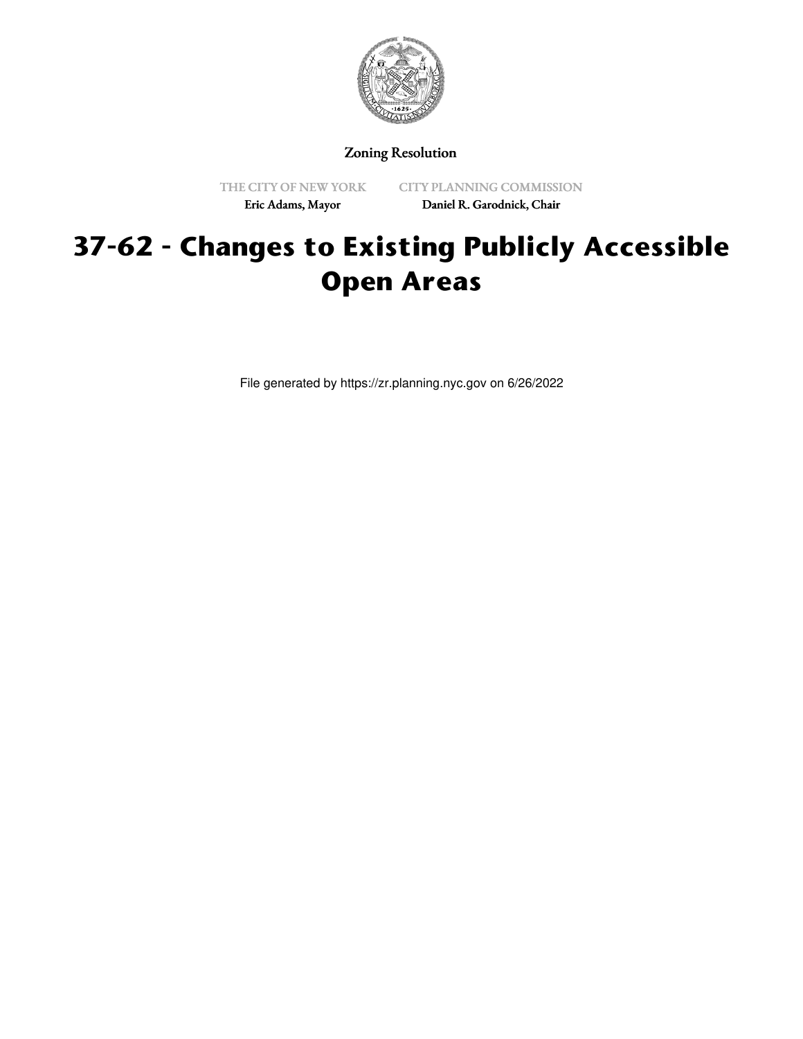Zoning Resolution

THE CITY OF NEW YORK
Eric Adams, Mayor

CITY PLANNING COMMISSION
Daniel R. Garodnick, Chair

# 37-62 - Changes to Existing Publicly Accessible Open Areas

File generated by https://zr.planning.nyc.gov on 6/26/2022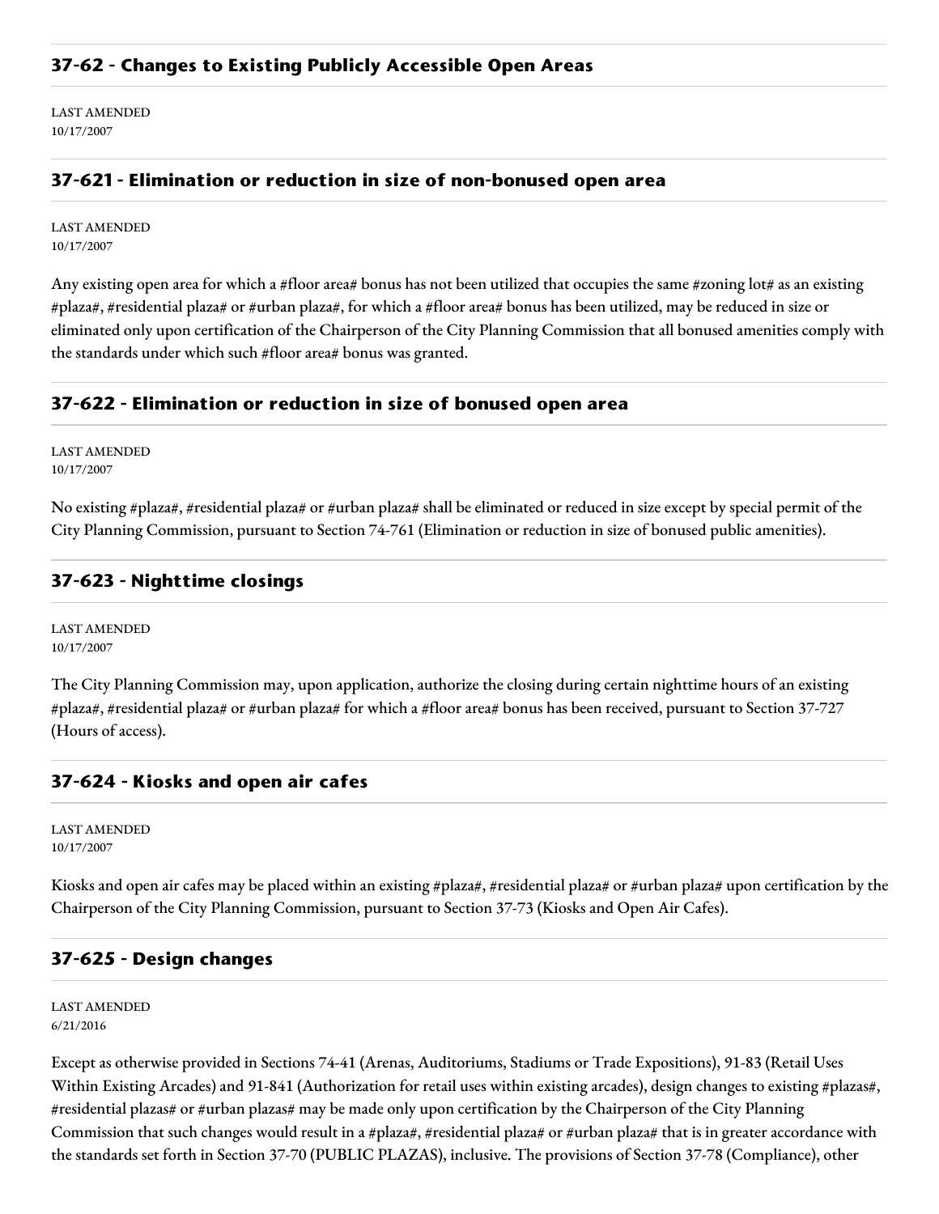## 37-62 - Changes to Existing Publicly Accessible Open Areas

LAST AMENDED
10/17/2007

### 37-621 - Elimination or reduction in size of non-bonused open area

LAST AMENDED
10/17/2007

Any existing open area for which a #floor area# bonus has not been utilized that occupies the same #zoning lot# as an existing #plaza#, #residential plaza# or #urban plaza#, for which a #floor area# bonus has been utilized, may be reduced in size or eliminated only upon certification of the Chairperson of the City Planning Commission that all bonused amenities comply with the standards under which such #floor area# bonus was granted.

### 37-622 - Elimination or reduction in size of bonused open area

LAST AMENDED
10/17/2007

No existing #plaza#, #residential plaza# or #urban plaza# shall be eliminated or reduced in size except by special permit of the City Planning Commission, pursuant to Section 74-761 (Elimination or reduction in size of bonused public amenities).

### 37-623 - Nighttime closings

LAST AMENDED
10/17/2007

The City Planning Commission may, upon application, authorize the closing during certain nighttime hours of an existing #plaza#, #residential plaza# or #urban plaza# for which a #floor area# bonus has been received, pursuant to Section 37-727 (Hours of access).

### 37-624 - Kiosks and open air cafes

LAST AMENDED
10/17/2007

Kiosks and open air cafes may be placed within an existing #plaza#, #residential plaza# or #urban plaza# upon certification by the Chairperson of the City Planning Commission, pursuant to Section 37-73 (Kiosks and Open Air Cafes).

### 37-625 - Design changes

LAST AMENDED
6/21/2016

Except as otherwise provided in Sections 74-41 (Arenas, Auditoriums, Stadiums or Trade Expositions), 91-83 (Retail Uses Within Existing Arcades) and 91-841 (Authorization for retail uses within existing arcades), design changes to existing #plazas#, #residential plazas# or #urban plazas# may be made only upon certification by the Chairperson of the City Planning Commission that such changes would result in a #plaza#, #residential plaza# or #urban plaza# that is in greater accordance with the standards set forth in Section 37-70 (PUBLIC PLAZAS), inclusive. The provisions of Section 37-78 (Compliance), other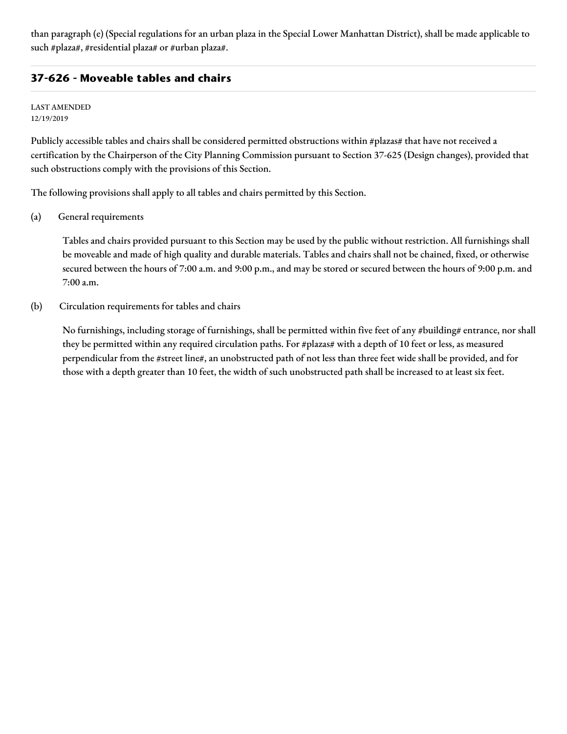than paragraph (e) (Special regulations for an urban plaza in the Special Lower Manhattan District), shall be made applicable to such #plaza#, #residential plaza# or #urban plaza#.

## 37-626 - Moveable tables and chairs

LAST AMENDED
12/19/2019

Publicly accessible tables and chairs shall be considered permitted obstructions within #plazas# that have not received a certification by the Chairperson of the City Planning Commission pursuant to Section 37-625 (Design changes), provided that such obstructions comply with the provisions of this Section.

The following provisions shall apply to all tables and chairs permitted by this Section.

(a) General requirements

Tables and chairs provided pursuant to this Section may be used by the public without restriction. All furnishings shall be moveable and made of high quality and durable materials. Tables and chairs shall not be chained, fixed, or otherwise secured between the hours of 7:00 a.m. and 9:00 p.m., and may be stored or secured between the hours of 9:00 p.m. and 7:00 a.m.

(b) Circulation requirements for tables and chairs

No furnishings, including storage of furnishings, shall be permitted within five feet of any #building# entrance, nor shall they be permitted within any required circulation paths. For #plazas# with a depth of 10 feet or less, as measured perpendicular from the #street line#, an unobstructed path of not less than three feet wide shall be provided, and for those with a depth greater than 10 feet, the width of such unobstructed path shall be increased to at least six feet.